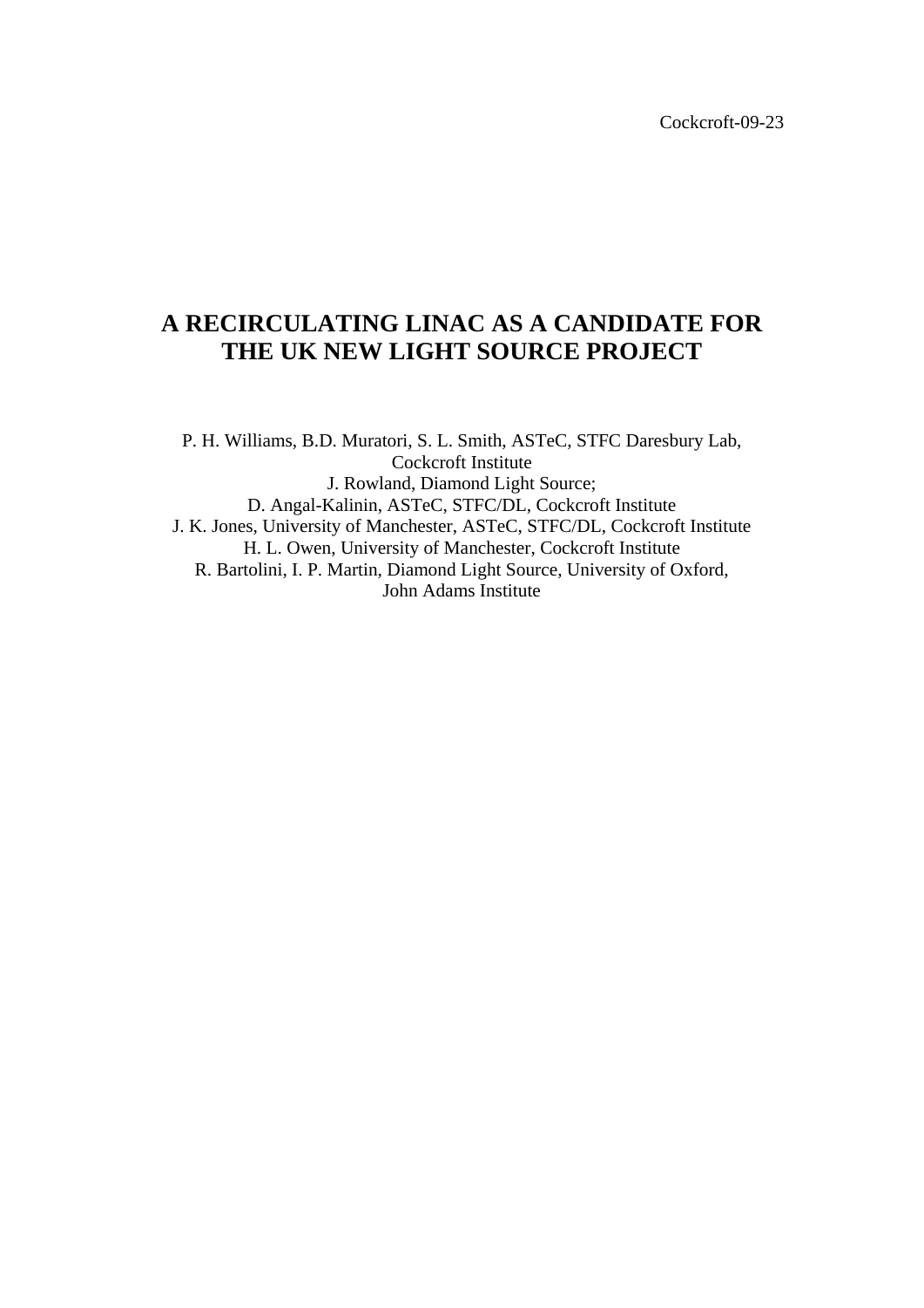Cockcroft-09-23

# A RECIRCULATING LINAC AS A CANDIDATE FOR THE UK NEW LIGHT SOURCE PROJECT

P. H. Williams, B.D. Muratori, S. L. Smith, ASTeC, STFC Daresbury Lab, Cockcroft Institute
J. Rowland, Diamond Light Source;
D. Angal-Kalinin, ASTeC, STFC/DL, Cockcroft Institute
J. K. Jones, University of Manchester, ASTeC, STFC/DL, Cockcroft Institute
H. L. Owen, University of Manchester, Cockcroft Institute
R. Bartolini, I. P. Martin, Diamond Light Source, University of Oxford, John Adams Institute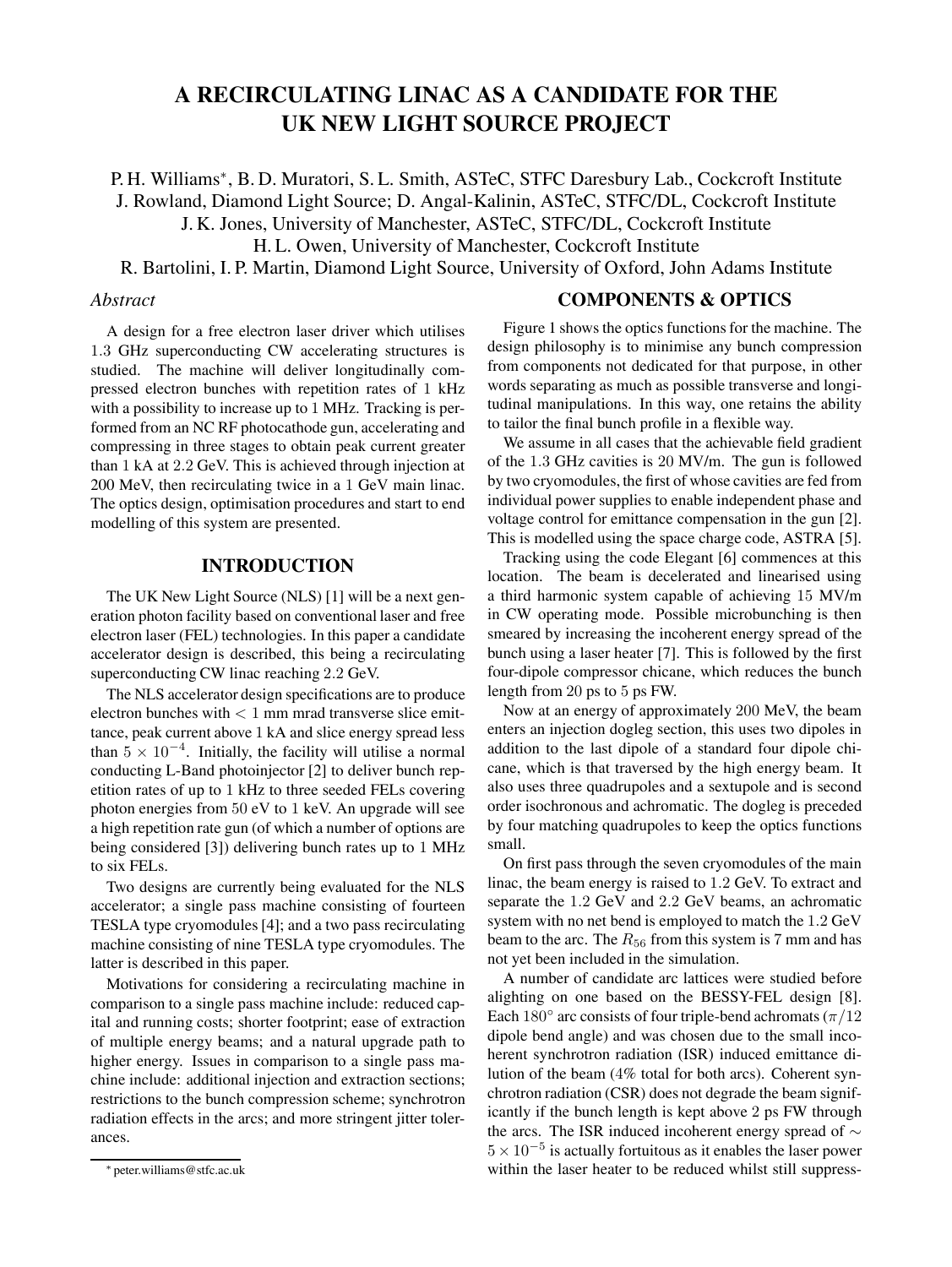# A RECIRCULATING LINAC AS A CANDIDATE FOR THE UK NEW LIGHT SOURCE PROJECT

P. H. Williams*, B. D. Muratori, S. L. Smith, ASTeC, STFC Daresbury Lab., Cockcroft Institute
J. Rowland, Diamond Light Source; D. Angal-Kalinin, ASTeC, STFC/DL, Cockcroft Institute
J. K. Jones, University of Manchester, ASTeC, STFC/DL, Cockcroft Institute
H. L. Owen, University of Manchester, Cockcroft Institute
R. Bartolini, I. P. Martin, Diamond Light Source, University of Oxford, John Adams Institute

*Abstract*

A design for a free electron laser driver which utilises 1.3 GHz superconducting CW accelerating structures is studied. The machine will deliver longitudinally compressed electron bunches with repetition rates of 1 kHz with a possibility to increase up to 1 MHz. Tracking is performed from an NC RF photocathode gun, accelerating and compressing in three stages to obtain peak current greater than 1 kA at 2.2 GeV. This is achieved through injection at 200 MeV, then recirculating twice in a 1 GeV main linac. The optics design, optimisation procedures and start to end modelling of this system are presented.

## INTRODUCTION

The UK New Light Source (NLS) [1] will be a next generation photon facility based on conventional laser and free electron laser (FEL) technologies. In this paper a candidate accelerator design is described, this being a recirculating superconducting CW linac reaching 2.2 GeV.

The NLS accelerator design specifications are to produce electron bunches with $< 1$ mm mrad transverse slice emittance, peak current above 1 kA and slice energy spread less than $5 \times 10^{-4}$. Initially, the facility will utilise a normal conducting L-Band photoinjector [2] to deliver bunch repetition rates of up to 1 kHz to three seeded FELs covering photon energies from 50 eV to 1 keV. An upgrade will see a high repetition rate gun (of which a number of options are being considered [3]) delivering bunch rates up to 1 MHz to six FELs.

Two designs are currently being evaluated for the NLS accelerator; a single pass machine consisting of fourteen TESLA type cryomodules [4]; and a two pass recirculating machine consisting of nine TESLA type cryomodules. The latter is described in this paper.

Motivations for considering a recirculating machine in comparison to a single pass machine include: reduced capital and running costs; shorter footprint; ease of extraction of multiple energy beams; and a natural upgrade path to higher energy. Issues in comparison to a single pass machine include: additional injection and extraction sections; restrictions to the bunch compression scheme; synchrotron radiation effects in the arcs; and more stringent jitter tolerances.

* peter.williams@stfc.ac.uk

## COMPONENTS & OPTICS

Figure 1 shows the optics functions for the machine. The design philosophy is to minimise any bunch compression from components not dedicated for that purpose, in other words separating as much as possible transverse and longitudinal manipulations. In this way, one retains the ability to tailor the final bunch profile in a flexible way.

We assume in all cases that the achievable field gradient of the 1.3 GHz cavities is 20 MV/m. The gun is followed by two cryomodules, the first of whose cavities are fed from individual power supplies to enable independent phase and voltage control for emittance compensation in the gun [2]. This is modelled using the space charge code, ASTRA [5].

Tracking using the code Elegant [6] commences at this location. The beam is decelerated and linearised using a third harmonic system capable of achieving 15 MV/m in CW operating mode. Possible microbunching is then smeared by increasing the incoherent energy spread of the bunch using a laser heater [7]. This is followed by the first four-dipole compressor chicane, which reduces the bunch length from 20 ps to 5 ps FW.

Now at an energy of approximately 200 MeV, the beam enters an injection dogleg section, this uses two dipoles in addition to the last dipole of a standard four dipole chicane, which is that traversed by the high energy beam. It also uses three quadrupoles and a sextupole and is second order isochronous and achromatic. The dogleg is preceded by four matching quadrupoles to keep the optics functions small.

On first pass through the seven cryomodules of the main linac, the beam energy is raised to 1.2 GeV. To extract and separate the 1.2 GeV and 2.2 GeV beams, an achromatic system with no net bend is employed to match the 1.2 GeV beam to the arc. The $R_{56}$ from this system is 7 mm and has not yet been included in the simulation.

A number of candidate arc lattices were studied before alighting on one based on the BESSY-FEL design [8]. Each 180° arc consists of four triple-bend achromats ($\pi/12$ dipole bend angle) and was chosen due to the small incoherent synchrotron radiation (ISR) induced emittance dilution of the beam (4% total for both arcs). Coherent synchrotron radiation (CSR) does not degrade the beam significantly if the bunch length is kept above 2 ps FW through the arcs. The ISR induced incoherent energy spread of $\sim 5 \times 10^{-5}$ is actually fortuitous as it enables the laser power within the laser heater to be reduced whilst still suppress-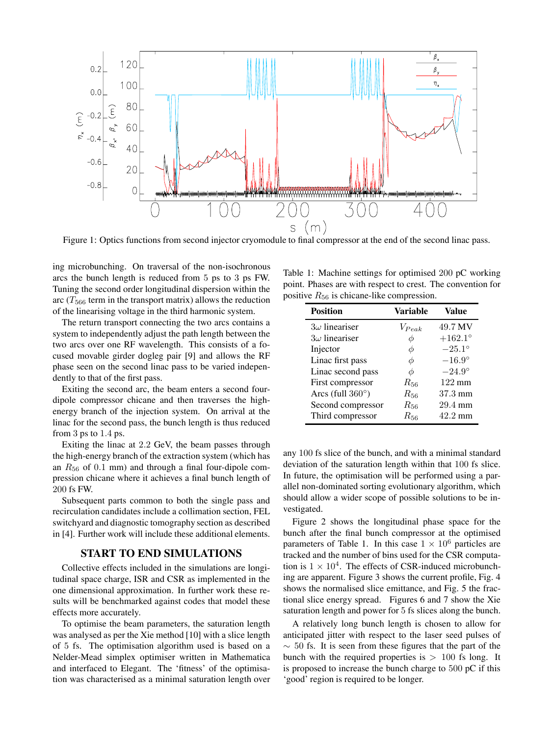Figure 1: Optics functions from second injector cryomodule to final compressor at the end of the second linac pass.

ing microbunching. On traversal of the non-isochronous arcs the bunch length is reduced from 5 ps to 3 ps FW. Tuning the second order longitudinal dispersion within the arc ($T_{566}$ term in the transport matrix) allows the reduction of the linearising voltage in the third harmonic system.

The return transport connecting the two arcs contains a system to independently adjust the path length between the two arcs over one RF wavelength. This consists of a focused movable girder dogleg pair [9] and allows the RF phase seen on the second linac pass to be varied independently to that of the first pass.

Exiting the second arc, the beam enters a second four-dipole compressor chicane and then traverses the high-energy branch of the injection system. On arrival at the linac for the second pass, the bunch length is thus reduced from 3 ps to 1.4 ps.

Exiting the linac at 2.2 GeV, the beam passes through the high-energy branch of the extraction system (which has an $R_{56}$ of 0.1 mm) and through a final four-dipole compression chicane where it achieves a final bunch length of 200 fs FW.

Subsequent parts common to both the single pass and recirculation candidates include a collimation section, FEL switchyard and diagnostic tomography section as described in [4]. Further work will include these additional elements.

## START TO END SIMULATIONS

Collective effects included in the simulations are longitudinal space charge, ISR and CSR as implemented in the one dimensional approximation. In further work these results will be benchmarked against codes that model these effects more accurately.

To optimise the beam parameters, the saturation length was analysed as per the Xie method [10] with a slice length of 5 fs. The optimisation algorithm used is based on a Nelder-Mead simplex optimiser written in Mathematica and interfaced to Elegant. The 'fitness' of the optimisation was characterised as a minimal saturation length over any 100 fs slice of the bunch, and with a minimal standard deviation of the saturation length within that 100 fs slice. In future, the optimisation will be performed using a parallel non-dominated sorting evolutionary algorithm, which should allow a wider scope of possible solutions to be investigated.

Table 1: Machine settings for optimised 200 pC working point. Phases are with respect to crest. The convention for positive $R_{56}$ is chicane-like compression.

| Position | Variable | Value |
|---|---|---|
| $3\omega$ lineariser | $V_{Peak}$ | 49.7 MV |
| $3\omega$ lineariser | $\phi$ | $+162.1°$ |
| Injector | $\phi$ | $-25.1°$ |
| Linac first pass | $\phi$ | $-16.9°$ |
| Linac second pass | $\phi$ | $-24.9°$ |
| First compressor | $R_{56}$ | 122 mm |
| Arcs (full 360°) | $R_{56}$ | 37.3 mm |
| Second compressor | $R_{56}$ | 29.4 mm |
| Third compressor | $R_{56}$ | 42.2 mm |

Figure 2 shows the longitudinal phase space for the bunch after the final bunch compressor at the optimised parameters of Table 1. In this case $1 \times 10^6$ particles are tracked and the number of bins used for the CSR computation is $1 \times 10^4$. The effects of CSR-induced microbunching are apparent. Figure 3 shows the current profile, Fig. 4 shows the normalised slice emittance, and Fig. 5 the fractional slice energy spread. Figures 6 and 7 show the Xie saturation length and power for 5 fs slices along the bunch.

A relatively long bunch length is chosen to allow for anticipated jitter with respect to the laser seed pulses of $\sim$ 50 fs. It is seen from these figures that the part of the bunch with the required properties is $>$ 100 fs long. It is proposed to increase the bunch charge to 500 pC if this 'good' region is required to be longer.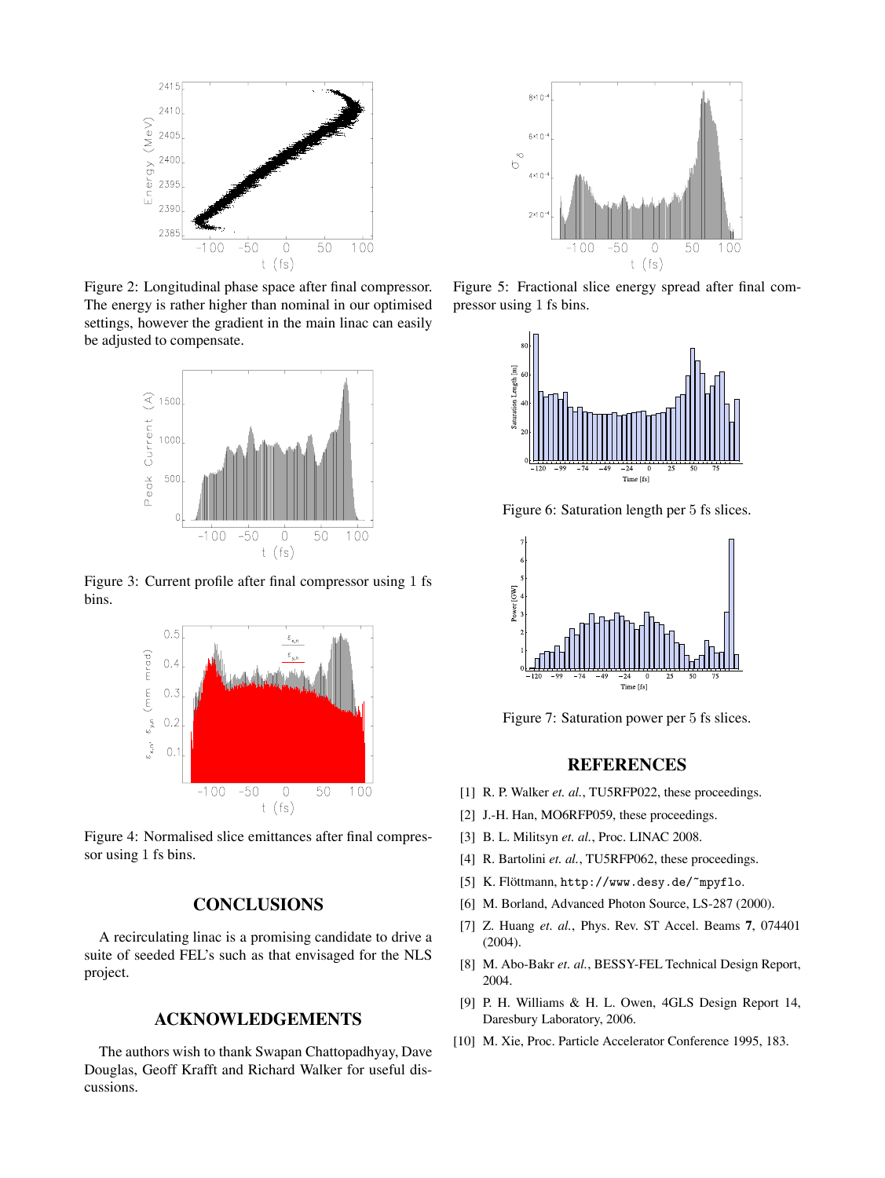Energy (MeV)
2415
2410
2405
2400
2395
2390
2385
-100 -50 0 50 100
t (fs)

Figure 2: Longitudinal phase space after final compressor. The energy is rather higher than nominal in our optimised settings, however the gradient in the main linac can easily be adjusted to compensate.

Peak Current (A)
1500
1000
500
0
-100 -50 0 50 100
t (fs)

Figure 3: Current profile after final compressor using 1 fs bins.

$\varepsilon_{x,n}$, $\varepsilon_{y,n}$ (mm mrad)
0.5
0.4
0.3
0.2
0.1
$\varepsilon_{x,n}$
$\varepsilon_{y,n}$
-100 -50 0 50 100
t (fs)

Figure 4: Normalised slice emittances after final compressor using 1 fs bins.

## CONCLUSIONS

A recirculating linac is a promising candidate to drive a suite of seeded FEL's such as that envisaged for the NLS project.

## ACKNOWLEDGEMENTS

The authors wish to thank Swapan Chattopadhyay, Dave Douglas, Geoff Krafft and Richard Walker for useful discussions.

$\sigma_\delta$
$8\times10^{-4}$
$6\times10^{-4}$
$4\times10^{-4}$
$2\times10^{-4}$
-100 -50 0 50 100
t (fs)

Figure 5: Fractional slice energy spread after final compressor using 1 fs bins.

Saturation Length [m]
80
60
40
20
0
-120 -99 -74 -49 -24 0 25 50 75
Time [fs]

Figure 6: Saturation length per 5 fs slices.

Power [GW]
7
6
5
4
3
2
1
0
-120 -99 -74 -49 -24 0 25 50 75
Time [fs]

Figure 7: Saturation power per 5 fs slices.

## REFERENCES

[1] R. P. Walker *et. al.*, TU5RFP022, these proceedings.

[2] J.-H. Han, MO6RFP059, these proceedings.

[3] B. L. Militsyn *et. al.*, Proc. LINAC 2008.

[4] R. Bartolini *et. al.*, TU5RFP062, these proceedings.

[5] K. Flöttmann, `http://www.desy.de/~mpyflo`.

[6] M. Borland, Advanced Photon Source, LS-287 (2000).

[7] Z. Huang *et. al.*, Phys. Rev. ST Accel. Beams **7**, 074401 (2004).

[8] M. Abo-Bakr *et. al.*, BESSY-FEL Technical Design Report, 2004.

[9] P. H. Williams & H. L. Owen, 4GLS Design Report 14, Daresbury Laboratory, 2006.

[10] M. Xie, Proc. Particle Accelerator Conference 1995, 183.